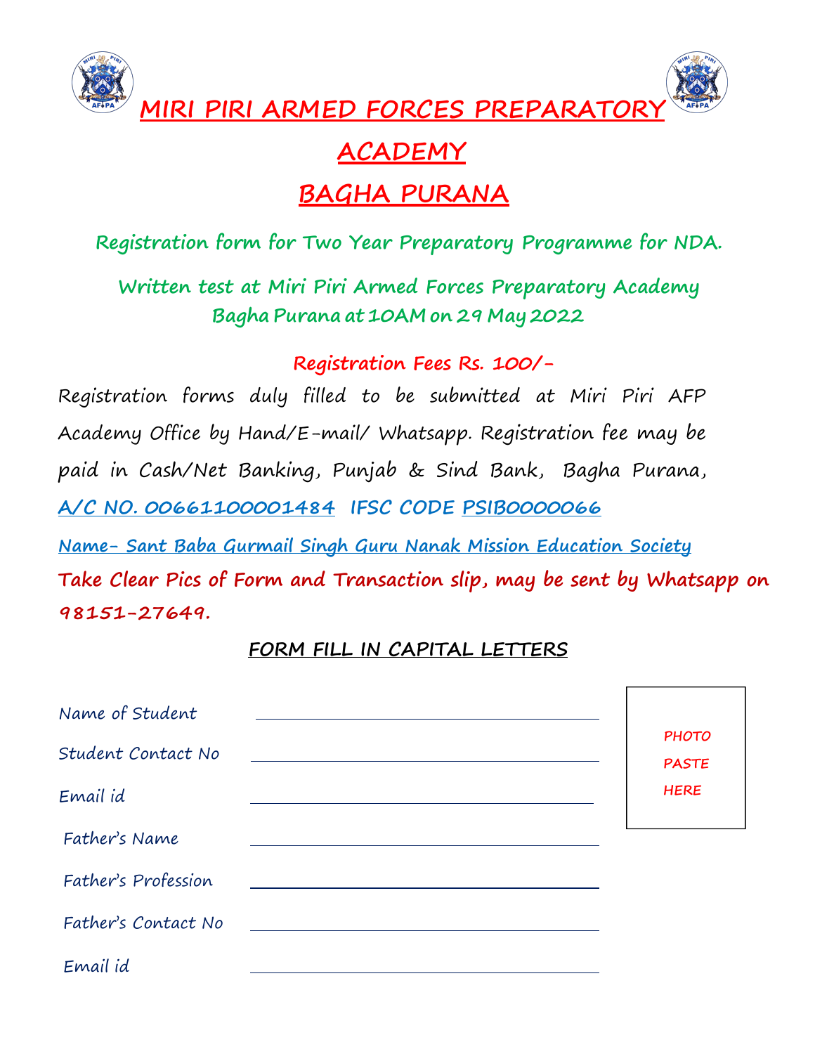# MIRI PIRI ARMED FORCES PREPARATORY ACADEMY

# BAGHA PURANA

## Registration form for Two Year Preparatory Programme for NDA.

**Written test at Miri Piri Armed Forces Preparatory Academy Bagha Purana at 10AM on 29 May 2022**

**Registration Fees Rs. 100/-**

Registration forms duly filled to be submitted at Miri Piri AFP Academy Office by Hand/E-mail/ Whatsapp. Registration fee may be paid in Cash/Net Banking, Punjab & Sind Bank, Bagha Purana,

**A/C NO. 00661100001484 IFSC CODE PSIB0000066**

**Name- Sant Baba Gurmail Singh Guru Nanak Mission Education Society**

**Take Clear Pics of Form and Transaction slip, may be sent by Whatsapp on 98151-27649.**

**FORM FILL IN CAPITAL LETTERS**

Name of Student ______________________

Student Contact No ______________________

Email id ______________________

Father's Name ______________________

Father's Profession ______________________

Father's Contact No ______________________

Email id ______________________

PHOTO PASTE HERE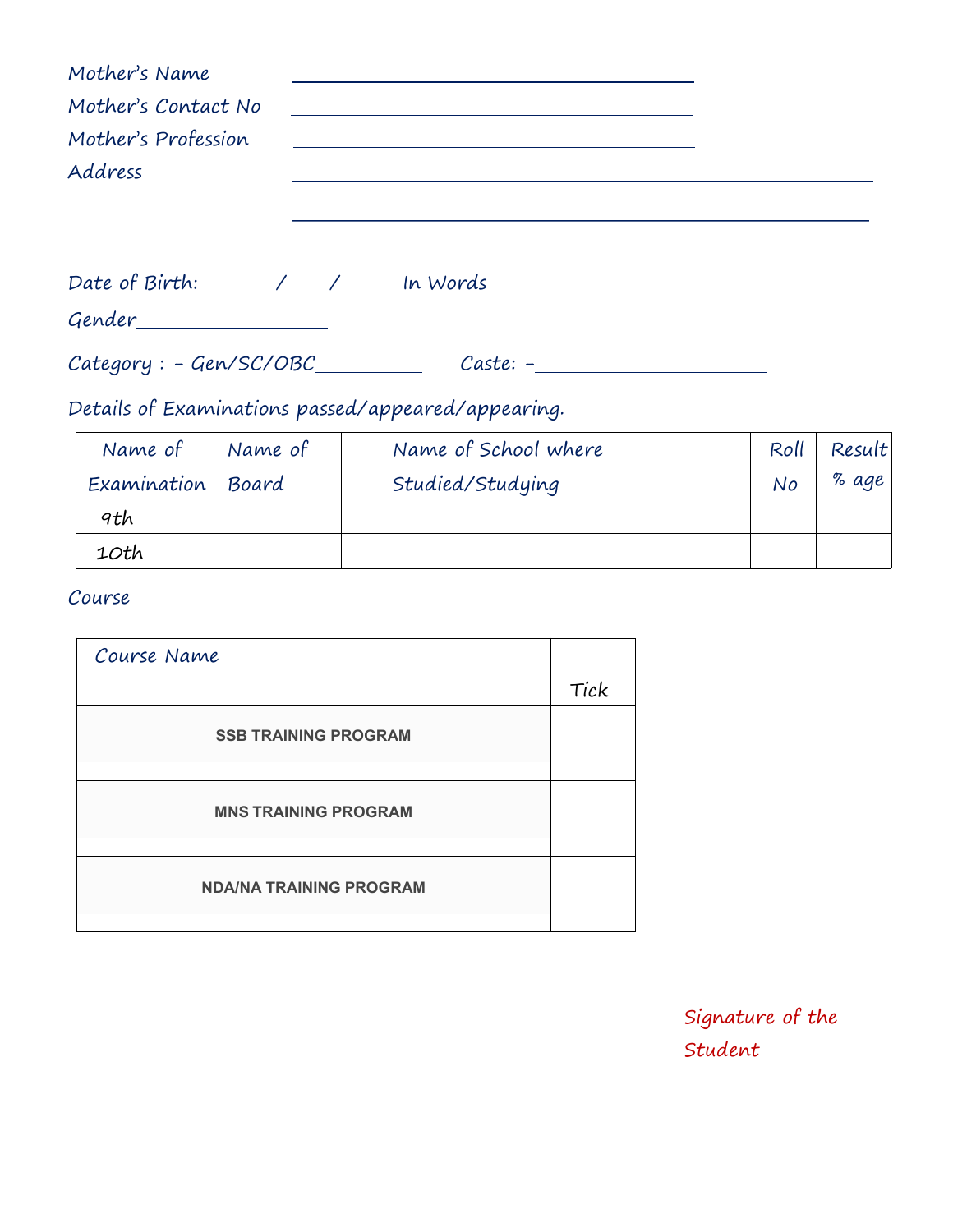Mother's Name ______________________________

Mother's Contact No ______________________________

Mother's Profession ______________________________

Address ______________________________________________

______________________________________________

Date of Birth:______/____/______In Words______________________________

Gender______________

Category : - Gen/SC/OBC__________ Caste: -____________________

Details of Examinations passed/appeared/appearing.

| Name of Examination | Name of Board | Name of School where Studied/Studying | Roll No | Result % age |
|---|---|---|---|---|
| 9th | | | | |
| 10th | | | | |

Course

| Course Name | Tick |
|---|---|
| **SSB TRAINING PROGRAM** | |
| **MNS TRAINING PROGRAM** | |
| **NDA/NA TRAINING PROGRAM** | |

Signature of the Student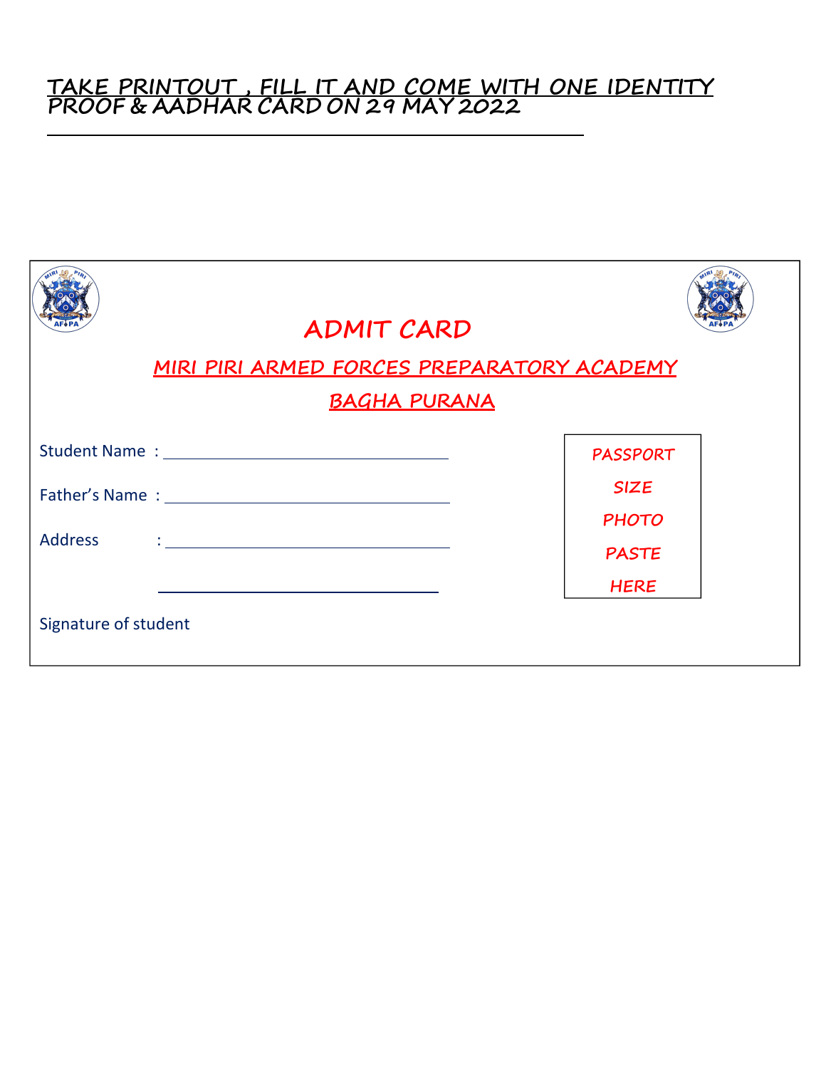**TAKE PRINTOUT , FILL IT AND COME WITH ONE IDENTITY PROOF & AADHAR CARD ON 29 MAY 2022**

# ADMIT CARD

## MIRI PIRI ARMED FORCES PREPARATORY ACADEMY

## BAGHA PURANA

Student Name : ______________________________

Father's Name : ______________________________

Address : ______________________________

______________________________

PASSPORT SIZE PHOTO PASTE HERE

Signature of student